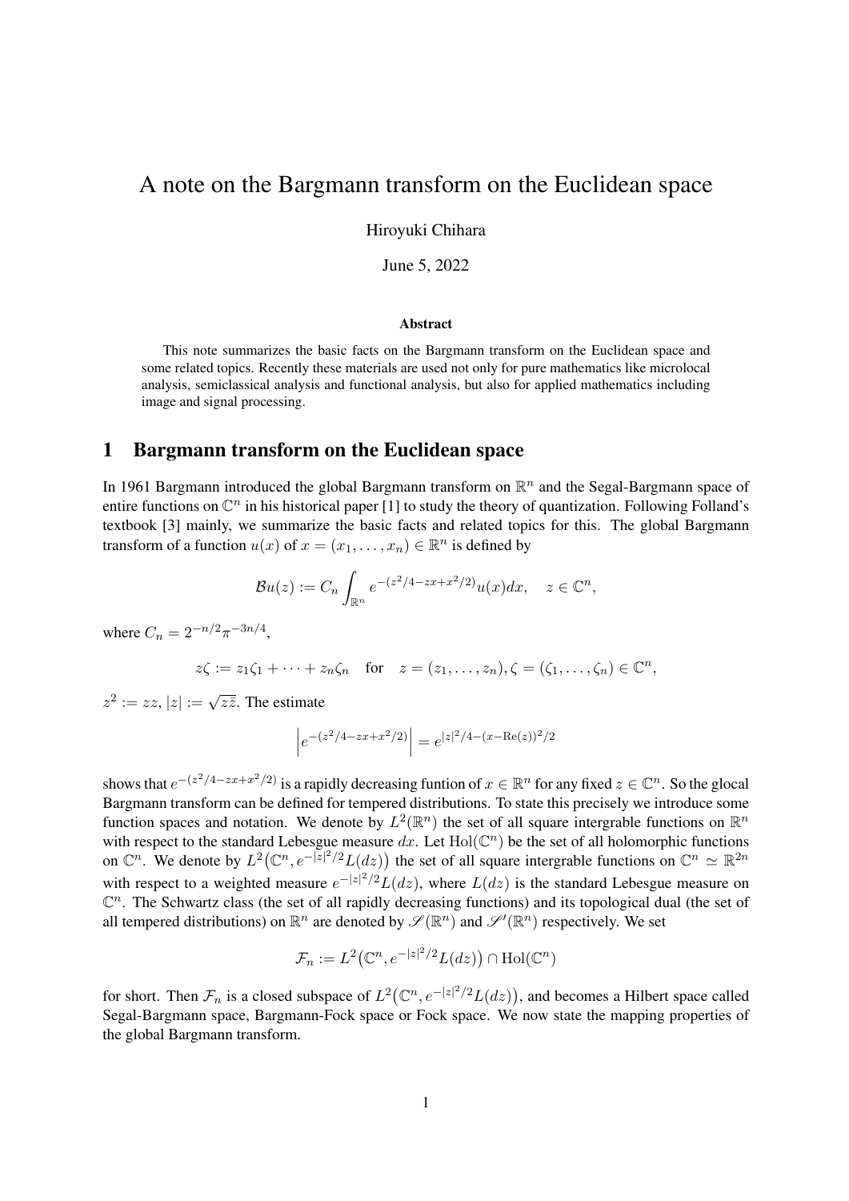# A note on the Bargmann transform on the Euclidean space

Hiroyuki Chihara

June 5, 2022

### Abstract

This note summarizes the basic facts on the Bargmann transform on the Euclidean space and some related topics. Recently these materials are used not only for pure mathematics like microlocal analysis, semiclassical analysis and functional analysis, but also for applied mathematics including image and signal processing.

## 1 Bargmann transform on the Euclidean space

In 1961 Bargmann introduced the global Bargmann transform on $\mathbb{R}^n$ and the Segal-Bargmann space of entire functions on $\mathbb{C}^n$ in his historical paper [1] to study the theory of quantization. Following Folland's textbook [3] mainly, we summarize the basic facts and related topics for this. The global Bargmann transform of a function $u(x)$ of $x = (x_1, \dots, x_n) \in \mathbb{R}^n$ is defined by

$$\mathcal{B}u(z) := C_n \int_{\mathbb{R}^n} e^{-(z^2/4 - zx + x^2/2)} u(x) dx, \quad z \in \mathbb{C}^n,$$

where $C_n = 2^{-n/2}\pi^{-3n/4}$,

$$z\zeta := z_1\zeta_1 + \cdots + z_n\zeta_n \quad \text{for} \quad z = (z_1, \dots, z_n), \zeta = (\zeta_1, \dots, \zeta_n) \in \mathbb{C}^n,$$

$z^2 := zz$, $|z| := \sqrt{z\bar{z}}$. The estimate

$$\left| e^{-(z^2/4 - zx + x^2/2)} \right| = e^{|z|^2/4 - (x - \operatorname{Re}(z))^2/2}$$

shows that $e^{-(z^2/4 - zx + x^2/2)}$ is a rapidly decreasing funtion of $x \in \mathbb{R}^n$ for any fixed $z \in \mathbb{C}^n$. So the glocal Bargmann transform can be defined for tempered distributions. To state this precisely we introduce some function spaces and notation. We denote by $L^2(\mathbb{R}^n)$ the set of all square intergrable functions on $\mathbb{R}^n$ with respect to the standard Lebesgue measure $dx$. Let $\operatorname{Hol}(\mathbb{C}^n)$ be the set of all holomorphic functions on $\mathbb{C}^n$. We denote by $L^2\big(\mathbb{C}^n, e^{-|z|^2/2}L(dz)\big)$ the set of all square intergrable functions on $\mathbb{C}^n \simeq \mathbb{R}^{2n}$ with respect to a weighted measure $e^{-|z|^2/2}L(dz)$, where $L(dz)$ is the standard Lebesgue measure on $\mathbb{C}^n$. The Schwartz class (the set of all rapidly decreasing functions) and its topological dual (the set of all tempered distributions) on $\mathbb{R}^n$ are denoted by $\mathscr{S}(\mathbb{R}^n)$ and $\mathscr{S}'(\mathbb{R}^n)$ respectively. We set

$$\mathcal{F}_n := L^2\big(\mathbb{C}^n, e^{-|z|^2/2}L(dz)\big) \cap \operatorname{Hol}(\mathbb{C}^n)$$

for short. Then $\mathcal{F}_n$ is a closed subspace of $L^2\big(\mathbb{C}^n, e^{-|z|^2/2}L(dz)\big)$, and becomes a Hilbert space called Segal-Bargmann space, Bargmann-Fock space or Fock space. We now state the mapping properties of the global Bargmann transform.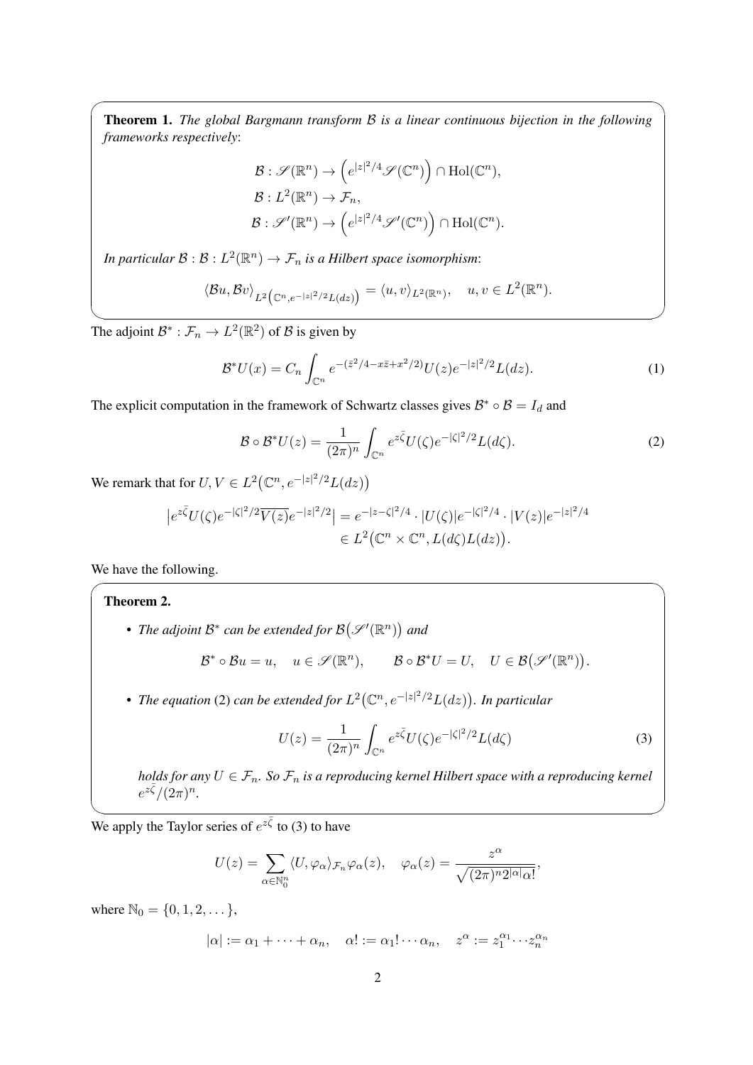**Theorem 1.** *The global Bargmann transform $\mathcal{B}$ is a linear continuous bijection in the following frameworks respectively*:

$$\mathcal{B} : \mathscr{S}(\mathbb{R}^n) \to \Big(e^{|z|^2/4}\mathscr{S}(\mathbb{C}^n)\Big) \cap \mathrm{Hol}(\mathbb{C}^n),$$
$$\mathcal{B} : L^2(\mathbb{R}^n) \to \mathcal{F}_n,$$
$$\mathcal{B} : \mathscr{S}'(\mathbb{R}^n) \to \Big(e^{|z|^2/4}\mathscr{S}'(\mathbb{C}^n)\Big) \cap \mathrm{Hol}(\mathbb{C}^n).$$

*In particular $\mathcal{B} : \mathcal{B} : L^2(\mathbb{R}^n) \to \mathcal{F}_n$ is a Hilbert space isomorphism*:

$$\langle \mathcal{B}u, \mathcal{B}v\rangle_{L^2\left(\mathbb{C}^n, e^{-|z|^2/2}L(dz)\right)} = \langle u, v\rangle_{L^2(\mathbb{R}^n)}, \quad u, v \in L^2(\mathbb{R}^n).$$

The adjoint $\mathcal{B}^* : \mathcal{F}_n \to L^2(\mathbb{R}^2)$ of $\mathcal{B}$ is given by

$$\mathcal{B}^*U(x) = C_n \int_{\mathbb{C}^n} e^{-(\bar{z}^2/4 - x\bar{z} + x^2/2)} U(z) e^{-|z|^2/2} L(dz). \tag{1}$$

The explicit computation in the framework of Schwartz classes gives $\mathcal{B}^* \circ \mathcal{B} = I_d$ and

$$\mathcal{B} \circ \mathcal{B}^*U(z) = \frac{1}{(2\pi)^n} \int_{\mathbb{C}^n} e^{z\bar{\zeta}} U(\zeta) e^{-|\zeta|^2/2} L(d\zeta). \tag{2}$$

We remark that for $U, V \in L^2\big(\mathbb{C}^n, e^{-|z|^2/2}L(dz)\big)$

$$\begin{aligned}\left|e^{z\bar{\zeta}} U(\zeta) e^{-|\zeta|^2/2} \overline{V(z)} e^{-|z|^2/2}\right| &= e^{-|z-\zeta|^2/4} \cdot |U(\zeta)| e^{-|\zeta|^2/4} \cdot |V(z)| e^{-|z|^2/4} \\ &\in L^2\big(\mathbb{C}^n \times \mathbb{C}^n, L(d\zeta)L(dz)\big).\end{aligned}$$

We have the following.

**Theorem 2.**

- *The adjoint $\mathcal{B}^*$ can be extended for $\mathcal{B}\big(\mathscr{S}'(\mathbb{R}^n)\big)$ and*

$$\mathcal{B}^* \circ \mathcal{B}u = u, \quad u \in \mathscr{S}(\mathbb{R}^n), \qquad \mathcal{B} \circ \mathcal{B}^*U = U, \quad U \in \mathcal{B}\big(\mathscr{S}'(\mathbb{R}^n)\big).$$

- *The equation* (2) *can be extended for $L^2\big(\mathbb{C}^n, e^{-|z|^2/2}L(dz)\big)$. In particular*

$$U(z) = \frac{1}{(2\pi)^n} \int_{\mathbb{C}^n} e^{z\bar{\zeta}} U(\zeta) e^{-|\zeta|^2/2} L(d\zeta) \tag{3}$$

*holds for any $U \in \mathcal{F}_n$. So $\mathcal{F}_n$ is a reproducing kernel Hilbert space with a reproducing kernel $e^{z\bar{\zeta}}/(2\pi)^n$.*

We apply the Taylor series of $e^{z\bar{\zeta}}$ to (3) to have

$$U(z) = \sum_{\alpha \in \mathbb{N}_0^n} \langle U, \varphi_\alpha\rangle_{\mathcal{F}_n} \varphi_\alpha(z), \quad \varphi_\alpha(z) = \frac{z^\alpha}{\sqrt{(2\pi)^n 2^{|\alpha|}\alpha!}},$$

where $\mathbb{N}_0 = \{0, 1, 2, \dots\}$,

$$|\alpha| := \alpha_1 + \cdots + \alpha_n, \quad \alpha! := \alpha_1! \cdots \alpha_n, \quad z^\alpha := z_1^{\alpha_1} \cdots z_n^{\alpha_n}$$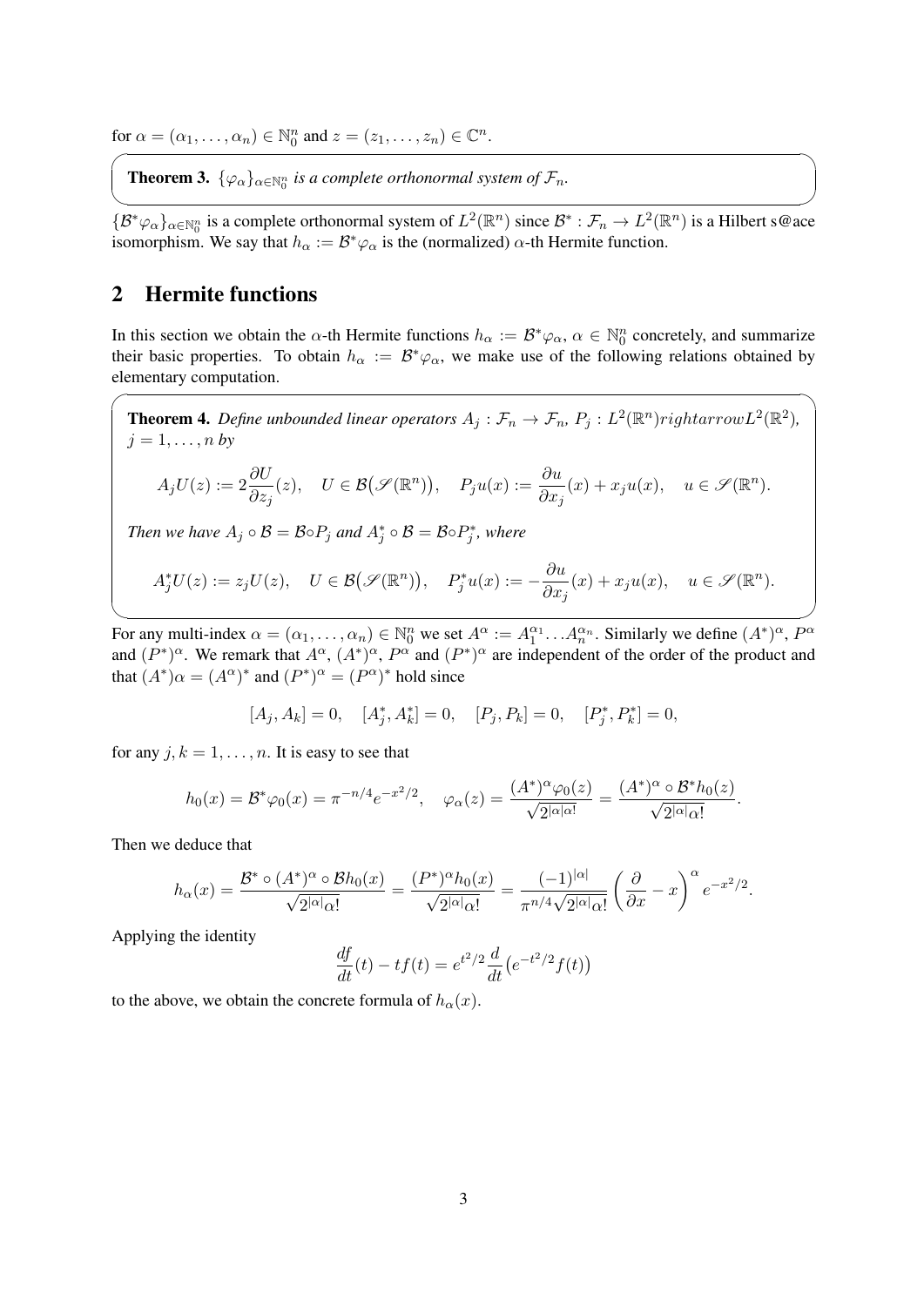for $\alpha = (\alpha_1, \ldots, \alpha_n) \in \mathbb{N}_0^n$ and $z = (z_1, \ldots, z_n) \in \mathbb{C}^n$.

**Theorem 3.** *$\{\varphi_\alpha\}_{\alpha \in \mathbb{N}_0^n}$ is a complete orthonormal system of $\mathcal{F}_n$.*

$\{\mathcal{B}^*\varphi_\alpha\}_{\alpha \in \mathbb{N}_0^n}$ is a complete orthonormal system of $L^2(\mathbb{R}^n)$ since $\mathcal{B}^* : \mathcal{F}_n \to L^2(\mathbb{R}^n)$ is a Hilbert s@ace isomorphism. We say that $h_\alpha := \mathcal{B}^*\varphi_\alpha$ is the (normalized) $\alpha$-th Hermite function.

## 2 Hermite functions

In this section we obtain the $\alpha$-th Hermite functions $h_\alpha := \mathcal{B}^*\varphi_\alpha$, $\alpha \in \mathbb{N}_0^n$ concretely, and summarize their basic properties. To obtain $h_\alpha := \mathcal{B}^*\varphi_\alpha$, we make use of the following relations obtained by elementary computation.

**Theorem 4.** *Define unbounded linear operators $A_j : \mathcal{F}_n \to \mathcal{F}_n$, $P_j : L^2(\mathbb{R}^n) rightarrow L^2(\mathbb{R}^2)$, $j = 1, \ldots, n$ by*

$$A_j U(z) := 2\frac{\partial U}{\partial z_j}(z), \quad U \in \mathcal{B}\big(\mathscr{S}(\mathbb{R}^n)\big), \quad P_j u(x) := \frac{\partial u}{\partial x_j}(x) + x_j u(x), \quad u \in \mathscr{S}(\mathbb{R}^n).$$

*Then we have $A_j \circ \mathcal{B} = \mathcal{B} \circ P_j$ and $A_j^* \circ \mathcal{B} = \mathcal{B} \circ P_j^*$, where*

$$A_j^* U(z) := z_j U(z), \quad U \in \mathcal{B}\big(\mathscr{S}(\mathbb{R}^n)\big), \quad P_j^* u(x) := -\frac{\partial u}{\partial x_j}(x) + x_j u(x), \quad u \in \mathscr{S}(\mathbb{R}^n).$$

For any multi-index $\alpha = (\alpha_1, \ldots, \alpha_n) \in \mathbb{N}_0^n$ we set $A^\alpha := A_1^{\alpha_1} \ldots A_n^{\alpha_n}$. Similarly we define $(A^*)^\alpha$, $P^\alpha$ and $(P^*)^\alpha$. We remark that $A^\alpha$, $(A^*)^\alpha$, $P^\alpha$ and $(P^*)^\alpha$ are independent of the order of the product and that $(A^*)\alpha = (A^\alpha)^*$ and $(P^*)^\alpha = (P^\alpha)^*$ hold since

$$[A_j, A_k] = 0, \quad [A_j^*, A_k^*] = 0, \quad [P_j, P_k] = 0, \quad [P_j^*, P_k^*] = 0,$$

for any $j, k = 1, \ldots, n$. It is easy to see that

$$h_0(x) = \mathcal{B}^*\varphi_0(x) = \pi^{-n/4} e^{-x^2/2}, \quad \varphi_\alpha(z) = \frac{(A^*)^\alpha \varphi_0(z)}{\sqrt{2^{|\alpha|}\alpha!}} = \frac{(A^*)^\alpha \circ \mathcal{B}^* h_0(z)}{\sqrt{2^{|\alpha|}\alpha!}}.$$

Then we deduce that

$$h_\alpha(x) = \frac{\mathcal{B}^* \circ (A^*)^\alpha \circ \mathcal{B} h_0(x)}{\sqrt{2^{|\alpha|}\alpha!}} = \frac{(P^*)^\alpha h_0(x)}{\sqrt{2^{|\alpha|}\alpha!}} = \frac{(-1)^{|\alpha|}}{\pi^{n/4}\sqrt{2^{|\alpha|}\alpha!}} \left(\frac{\partial}{\partial x} - x\right)^\alpha e^{-x^2/2}.$$

Applying the identity

$$\frac{df}{dt}(t) - tf(t) = e^{t^2/2} \frac{d}{dt}\big(e^{-t^2/2} f(t)\big)$$

to the above, we obtain the concrete formula of $h_\alpha(x)$.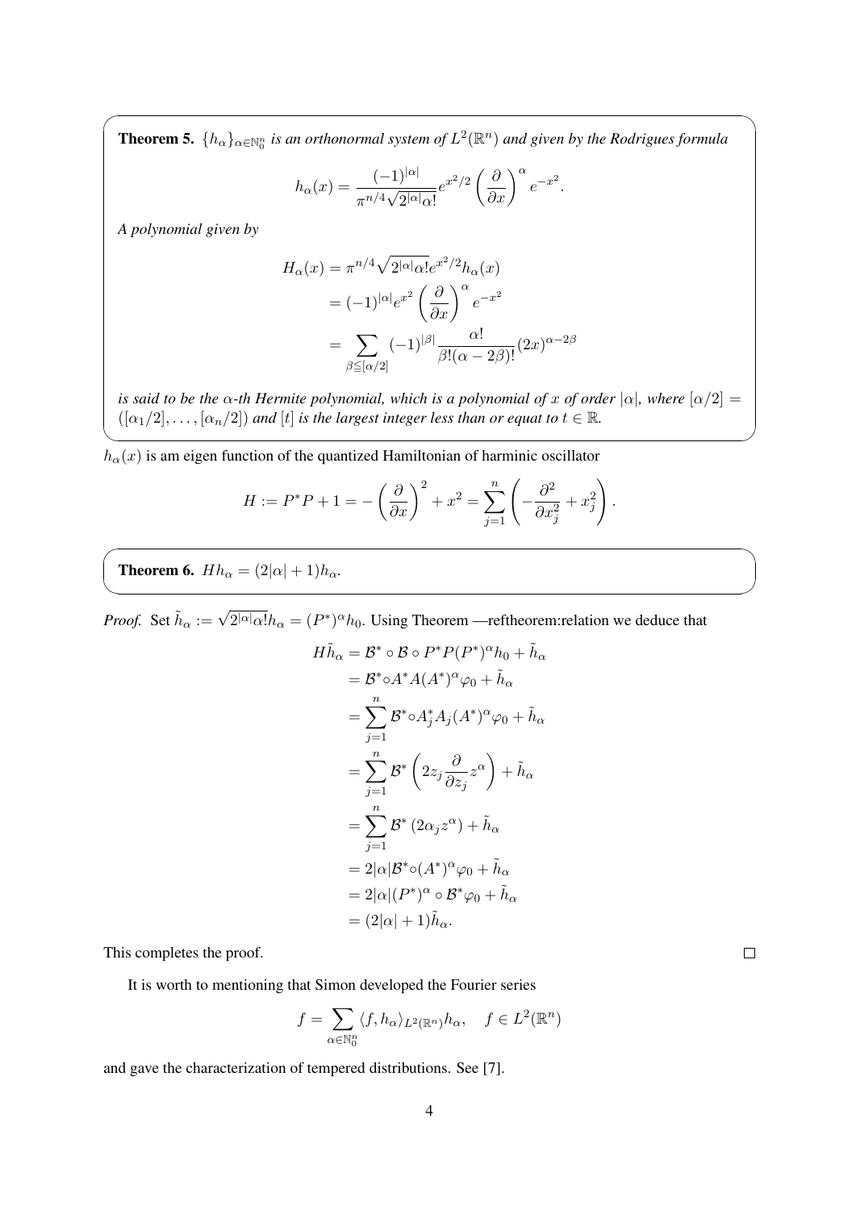**Theorem 5.** *$\{h_\alpha\}_{\alpha\in\mathbb{N}_0^n}$ is an orthonormal system of $L^2(\mathbb{R}^n)$ and given by the Rodrigues formula*

$$h_\alpha(x) = \frac{(-1)^{|\alpha|}}{\pi^{n/4}\sqrt{2^{|\alpha|}\alpha!}} e^{x^2/2}\left(\frac{\partial}{\partial x}\right)^\alpha e^{-x^2}.$$

*A polynomial given by*

$$\begin{aligned}
H_\alpha(x) &= \pi^{n/4}\sqrt{2^{|\alpha|}\alpha!}e^{x^2/2}h_\alpha(x) \\
&= (-1)^{|\alpha|}e^{x^2}\left(\frac{\partial}{\partial x}\right)^\alpha e^{-x^2} \\
&= \sum_{\beta\leqq[\alpha/2]}(-1)^{|\beta|}\frac{\alpha!}{\beta!(\alpha-2\beta)!}(2x)^{\alpha-2\beta}
\end{aligned}$$

*is said to be the $\alpha$-th Hermite polynomial, which is a polynomial of $x$ of order $|\alpha|$, where $[\alpha/2] = ([\alpha_1/2],\ldots,[\alpha_n/2])$ and $[t]$ is the largest integer less than or equat to $t\in\mathbb{R}$.*

$h_\alpha(x)$ is am eigen function of the quantized Hamiltonian of harminic oscillator

$$H := P^*P + 1 = -\left(\frac{\partial}{\partial x}\right)^2 + x^2 = \sum_{j=1}^n\left(-\frac{\partial^2}{\partial x_j^2} + x_j^2\right).$$

**Theorem 6.** *$Hh_\alpha = (2|\alpha|+1)h_\alpha$.*

*Proof.* Set $\tilde{h}_\alpha := \sqrt{2^{|\alpha|}\alpha!}h_\alpha = (P^*)^\alpha h_0$. Using Theorem —reftheorem:relation we deduce that

$$\begin{aligned}
H\tilde{h}_\alpha &= \mathcal{B}^*\circ\mathcal{B}\circ P^*P(P^*)^\alpha h_0 + \tilde{h}_\alpha \\
&= \mathcal{B}^*\circ A^*A(A^*)^\alpha\varphi_0 + \tilde{h}_\alpha \\
&= \sum_{j=1}^n \mathcal{B}^*\circ A_j^*A_j(A^*)^\alpha\varphi_0 + \tilde{h}_\alpha \\
&= \sum_{j=1}^n \mathcal{B}^*\left(2z_j\frac{\partial}{\partial z_j}z^\alpha\right) + \tilde{h}_\alpha \\
&= \sum_{j=1}^n \mathcal{B}^*\left(2\alpha_j z^\alpha\right) + \tilde{h}_\alpha \\
&= 2|\alpha|\mathcal{B}^*\circ(A^*)^\alpha\varphi_0 + \tilde{h}_\alpha \\
&= 2|\alpha|(P^*)^\alpha\circ\mathcal{B}^*\varphi_0 + \tilde{h}_\alpha \\
&= (2|\alpha|+1)\tilde{h}_\alpha.
\end{aligned}$$

This completes the proof. □

It is worth to mentioning that Simon developed the Fourier series

$$f = \sum_{\alpha\in\mathbb{N}_0^n}\langle f, h_\alpha\rangle_{L^2(\mathbb{R}^n)}h_\alpha, \quad f\in L^2(\mathbb{R}^n)$$

and gave the characterization of tempered distributions. See [7].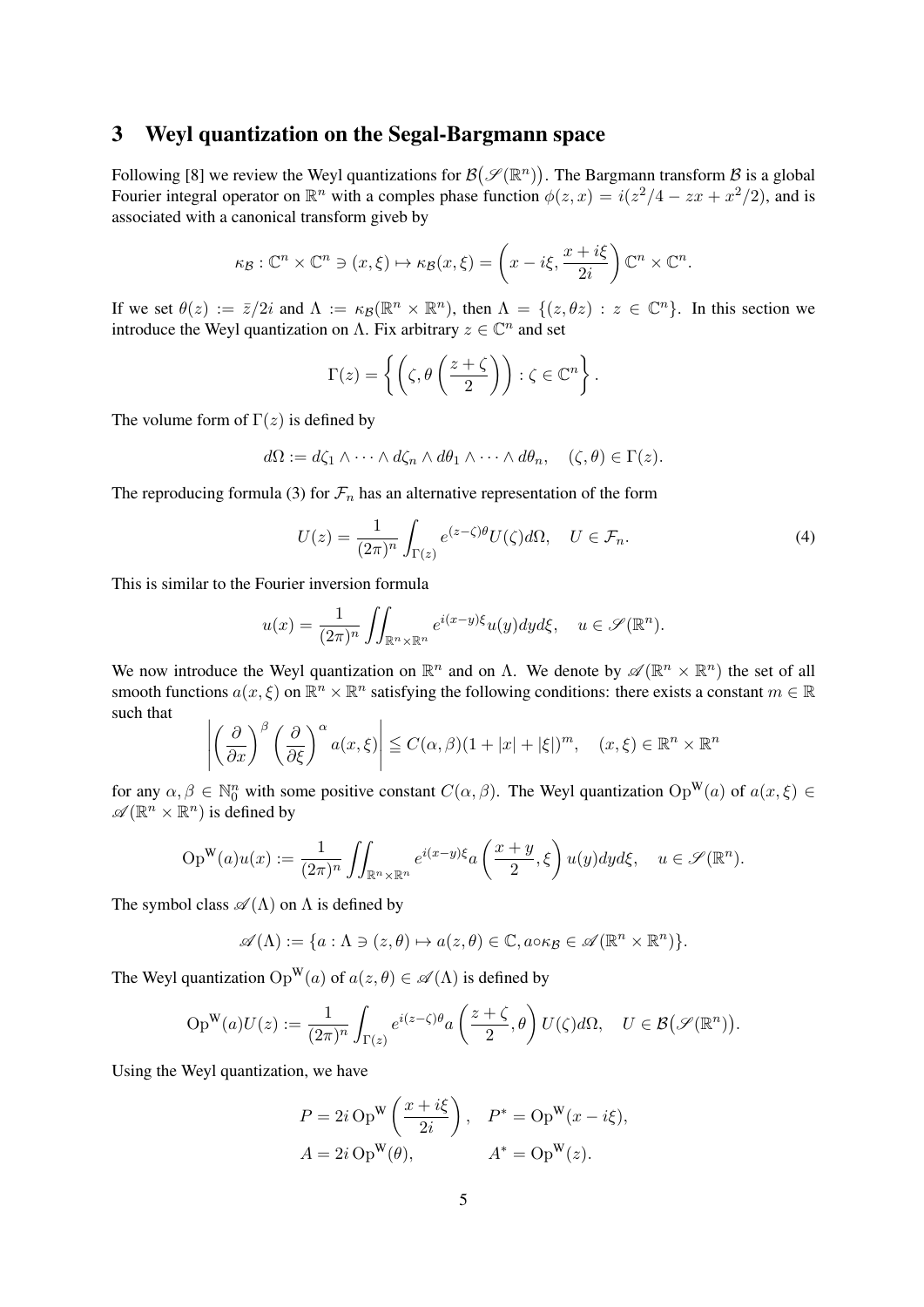## 3 Weyl quantization on the Segal-Bargmann space

Following [8] we review the Weyl quantizations for $\mathcal{B}\big(\mathscr{S}(\mathbb{R}^n)\big)$. The Bargmann transform $\mathcal{B}$ is a global Fourier integral operator on $\mathbb{R}^n$ with a comples phase function $\phi(z,x) = i(z^2/4 - zx + x^2/2)$, and is associated with a canonical transform giveb by

$$\kappa_{\mathcal{B}} : \mathbb{C}^n \times \mathbb{C}^n \ni (x,\xi) \mapsto \kappa_{\mathcal{B}}(x,\xi) = \left( x - i\xi, \frac{x+i\xi}{2i} \right) \mathbb{C}^n \times \mathbb{C}^n.$$

If we set $\theta(z) := \bar{z}/2i$ and $\Lambda := \kappa_{\mathcal{B}}(\mathbb{R}^n \times \mathbb{R}^n)$, then $\Lambda = \{(z, \theta z) : z \in \mathbb{C}^n\}$. In this section we introduce the Weyl quantization on $\Lambda$. Fix arbitrary $z \in \mathbb{C}^n$ and set

$$\Gamma(z) = \left\{ \left( \zeta, \theta\left(\frac{z+\zeta}{2}\right) \right) : \zeta \in \mathbb{C}^n \right\}.$$

The volume form of $\Gamma(z)$ is defined by

$$d\Omega := d\zeta_1 \wedge \cdots \wedge d\zeta_n \wedge d\theta_1 \wedge \cdots \wedge d\theta_n, \quad (\zeta, \theta) \in \Gamma(z).$$

The reproducing formula (3) for $\mathcal{F}_n$ has an alternative representation of the form

$$U(z) = \frac{1}{(2\pi)^n} \int_{\Gamma(z)} e^{(z-\zeta)\theta} U(\zeta) d\Omega, \quad U \in \mathcal{F}_n. \tag{4}$$

This is similar to the Fourier inversion formula

$$u(x) = \frac{1}{(2\pi)^n} \iint_{\mathbb{R}^n \times \mathbb{R}^n} e^{i(x-y)\xi} u(y) dy d\xi, \quad u \in \mathscr{S}(\mathbb{R}^n).$$

We now introduce the Weyl quantization on $\mathbb{R}^n$ and on $\Lambda$. We denote by $\mathscr{A}(\mathbb{R}^n \times \mathbb{R}^n)$ the set of all smooth functions $a(x,\xi)$ on $\mathbb{R}^n \times \mathbb{R}^n$ satisfying the following conditions: there exists a constant $m \in \mathbb{R}$ such that

$$\left| \left(\frac{\partial}{\partial x}\right)^\beta \left(\frac{\partial}{\partial \xi}\right)^\alpha a(x,\xi) \right| \leqq C(\alpha,\beta)(1 + |x| + |\xi|)^m, \quad (x,\xi) \in \mathbb{R}^n \times \mathbb{R}^n$$

for any $\alpha, \beta \in \mathbb{N}_0^n$ with some positive constant $C(\alpha,\beta)$. The Weyl quantization $\operatorname{Op}^{\mathrm{W}}(a)$ of $a(x,\xi) \in \mathscr{A}(\mathbb{R}^n \times \mathbb{R}^n)$ is defined by

$$\operatorname{Op}^{\mathrm{W}}(a)u(x) := \frac{1}{(2\pi)^n} \iint_{\mathbb{R}^n \times \mathbb{R}^n} e^{i(x-y)\xi} a\left(\frac{x+y}{2}, \xi\right) u(y) dy d\xi, \quad u \in \mathscr{S}(\mathbb{R}^n).$$

The symbol class $\mathscr{A}(\Lambda)$ on $\Lambda$ is defined by

$$\mathscr{A}(\Lambda) := \{a : \Lambda \ni (z,\theta) \mapsto a(z,\theta) \in \mathbb{C}, a \circ \kappa_{\mathcal{B}} \in \mathscr{A}(\mathbb{R}^n \times \mathbb{R}^n)\}.$$

The Weyl quantization $\operatorname{Op}^{\mathrm{W}}(a)$ of $a(z,\theta) \in \mathscr{A}(\Lambda)$ is defined by

$$\operatorname{Op}^{\mathrm{W}}(a)U(z) := \frac{1}{(2\pi)^n} \int_{\Gamma(z)} e^{i(z-\zeta)\theta} a\left(\frac{z+\zeta}{2}, \theta\right) U(\zeta) d\Omega, \quad U \in \mathcal{B}\big(\mathscr{S}(\mathbb{R}^n)\big).$$

Using the Weyl quantization, we have

$$\begin{aligned} P &= 2i \operatorname{Op}^{\mathrm{W}}\left(\frac{x+i\xi}{2i}\right), \quad & P^* &= \operatorname{Op}^{\mathrm{W}}(x - i\xi), \\ A &= 2i \operatorname{Op}^{\mathrm{W}}(\theta), & A^* &= \operatorname{Op}^{\mathrm{W}}(z). \end{aligned}$$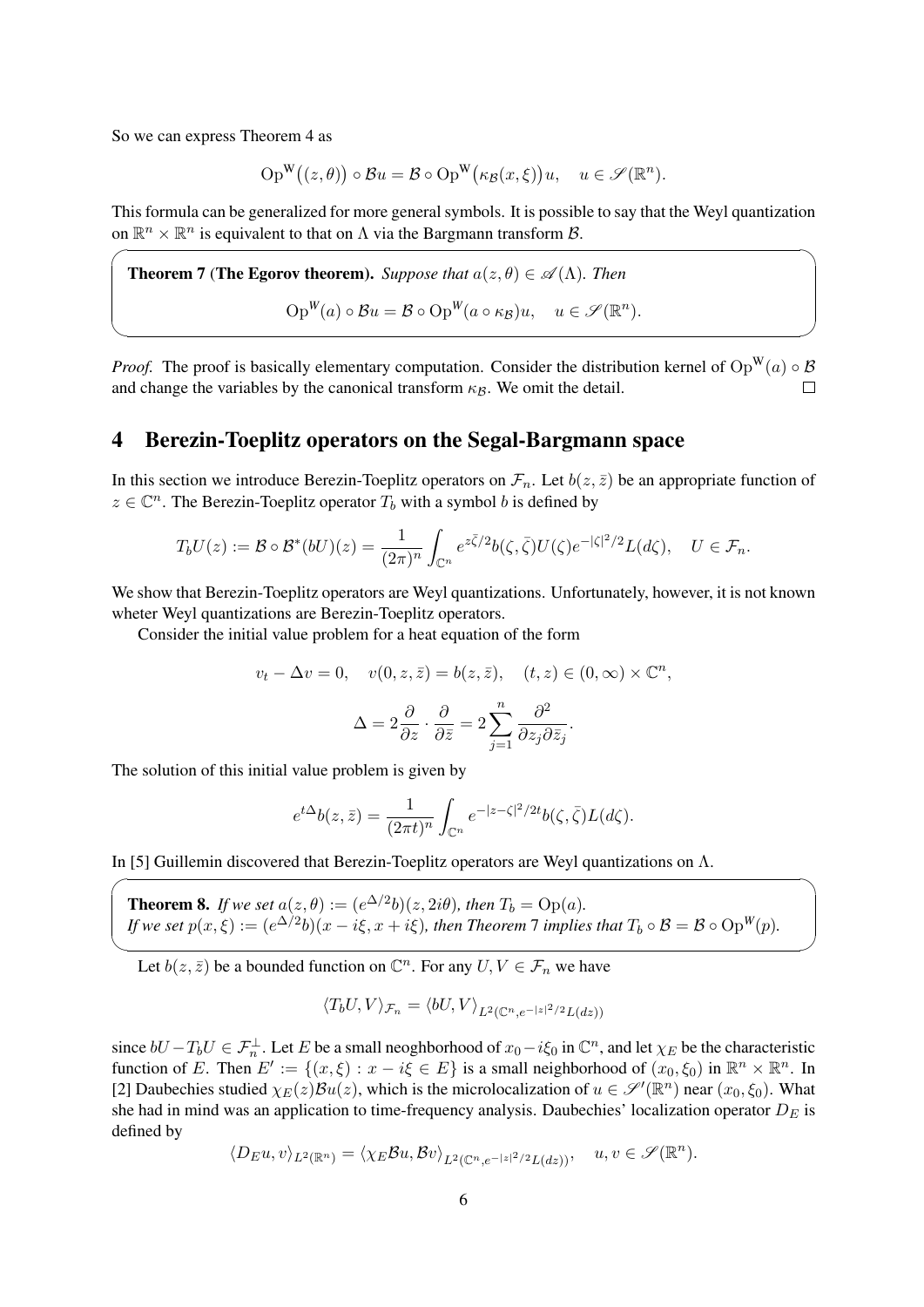So we can express Theorem 4 as

$$\mathrm{Op}^{\mathrm{W}}\big((z,\theta)\big) \circ \mathcal{B}u = \mathcal{B} \circ \mathrm{Op}^{\mathrm{W}}\big(\kappa_{\mathcal{B}}(x,\xi)\big)u, \quad u \in \mathscr{S}(\mathbb{R}^n).$$

This formula can be generalized for more general symbols. It is possible to say that the Weyl quantization on $\mathbb{R}^n \times \mathbb{R}^n$ is equivalent to that on $\Lambda$ via the Bargmann transform $\mathcal{B}$.

**Theorem 7 (The Egorov theorem).** *Suppose that $a(z,\theta) \in \mathscr{A}(\Lambda)$. Then*

$$\mathrm{Op}^{W}(a) \circ \mathcal{B}u = \mathcal{B} \circ \mathrm{Op}^{W}(a \circ \kappa_{\mathcal{B}})u, \quad u \in \mathscr{S}(\mathbb{R}^n).$$

*Proof.* The proof is basically elementary computation. Consider the distribution kernel of $\mathrm{Op}^{\mathrm{W}}(a) \circ \mathcal{B}$ and change the variables by the canonical transform $\kappa_{\mathcal{B}}$. We omit the detail. $\square$

## 4 Berezin-Toeplitz operators on the Segal-Bargmann space

In this section we introduce Berezin-Toeplitz operators on $\mathcal{F}_n$. Let $b(z,\bar{z})$ be an appropriate function of $z \in \mathbb{C}^n$. The Berezin-Toeplitz operator $T_b$ with a symbol $b$ is defined by

$$T_b U(z) := \mathcal{B} \circ \mathcal{B}^*(bU)(z) = \frac{1}{(2\pi)^n} \int_{\mathbb{C}^n} e^{z\bar{\zeta}/2} b(\zeta,\bar{\zeta}) U(\zeta) e^{-|\zeta|^2/2} L(d\zeta), \quad U \in \mathcal{F}_n.$$

We show that Berezin-Toeplitz operators are Weyl quantizations. Unfortunately, however, it is not known wheter Weyl quantizations are Berezin-Toeplitz operators.

Consider the initial value problem for a heat equation of the form

$$v_t - \Delta v = 0, \quad v(0,z,\bar{z}) = b(z,\bar{z}), \quad (t,z) \in (0,\infty) \times \mathbb{C}^n,$$

$$\Delta = 2\frac{\partial}{\partial z} \cdot \frac{\partial}{\partial \bar{z}} = 2\sum_{j=1}^{n} \frac{\partial^2}{\partial z_j \partial \bar{z}_j}.$$

The solution of this initial value problem is given by

$$e^{t\Delta} b(z,\bar{z}) = \frac{1}{(2\pi t)^n} \int_{\mathbb{C}^n} e^{-|z-\zeta|^2/2t} b(\zeta,\bar{\zeta}) L(d\zeta).$$

In [5] Guillemin discovered that Berezin-Toeplitz operators are Weyl quantizations on $\Lambda$.

**Theorem 8.** *If we set $a(z,\theta) := (e^{\Delta/2}b)(z, 2i\theta)$, then $T_b = \mathrm{Op}(a)$.*
*If we set $p(x,\xi) := (e^{\Delta/2}b)(x - i\xi, x + i\xi)$, then Theorem 7 implies that $T_b \circ \mathcal{B} = \mathcal{B} \circ \mathrm{Op}^{W}(p)$.*

Let $b(z,\bar{z})$ be a bounded function on $\mathbb{C}^n$. For any $U, V \in \mathcal{F}_n$ we have

$$\langle T_b U, V \rangle_{\mathcal{F}_n} = \langle bU, V \rangle_{L^2(\mathbb{C}^n, e^{-|z|^2/2} L(dz))}$$

since $bU - T_b U \in \mathcal{F}_n^{\perp}$. Let $E$ be a small neoghborhood of $x_0 - i\xi_0$ in $\mathbb{C}^n$, and let $\chi_E$ be the characteristic function of $E$. Then $E' := \{(x,\xi) : x - i\xi \in E\}$ is a small neighborhood of $(x_0,\xi_0)$ in $\mathbb{R}^n \times \mathbb{R}^n$. In [2] Daubechies studied $\chi_E(z)\mathcal{B}u(z)$, which is the microlocalization of $u \in \mathscr{S}'(\mathbb{R}^n)$ near $(x_0,\xi_0)$. What she had in mind was an application to time-frequency analysis. Daubechies' localization operator $D_E$ is defined by

$$\langle D_E u, v \rangle_{L^2(\mathbb{R}^n)} = \langle \chi_E \mathcal{B}u, \mathcal{B}v \rangle_{L^2(\mathbb{C}^n, e^{-|z|^2/2} L(dz))}, \quad u, v \in \mathscr{S}(\mathbb{R}^n).$$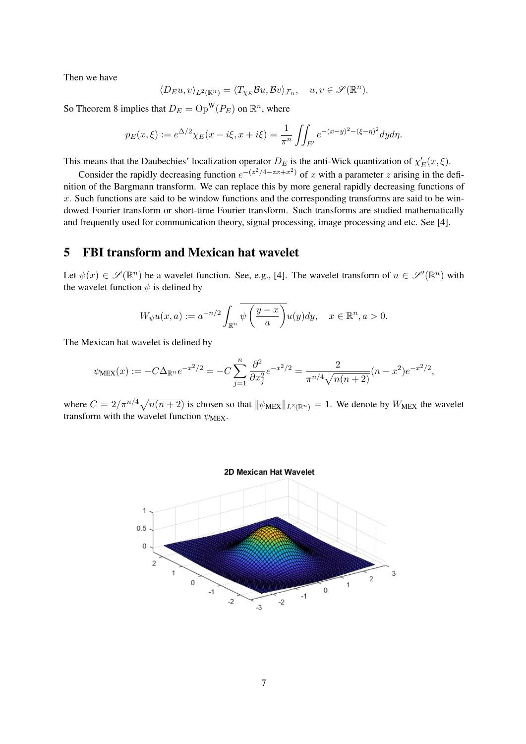Then we have

$$\langle D_E u, v\rangle_{L^2(\mathbb{R}^n)} = \langle T_{\chi_E}\mathcal{B}u, \mathcal{B}v\rangle_{\mathcal{F}_n}, \quad u, v \in \mathscr{S}(\mathbb{R}^n).$$

So Theorem 8 implies that $D_E = \mathrm{Op}^{\mathrm{W}}(P_E)$ on $\mathbb{R}^n$, where

$$p_E(x,\xi) := e^{\Delta/2}\chi_E(x - i\xi, x + i\xi) = \frac{1}{\pi^n}\iint_{E'} e^{-(x-y)^2-(\xi-\eta)^2}dyd\eta.$$

This means that the Daubechies' localization operator $D_E$ is the anti-Wick quantization of $\chi'_E(x,\xi)$.

Consider the rapidly decreasing function $e^{-(z^2/4 - zx + x^2)}$ of $x$ with a parameter $z$ arising in the definition of the Bargmann transform. We can replace this by more general rapidly decreasing functions of $x$. Such functions are said to be window functions and the corresponding transforms are said to be windowed Fourier transform or short-time Fourier transform. Such transforms are studied mathematically and frequently used for communication theory, signal processing, image processing and etc. See [4].

## 5 FBI transform and Mexican hat wavelet

Let $\psi(x) \in \mathscr{S}(\mathbb{R}^n)$ be a wavelet function. See, e.g., [4]. The wavelet transform of $u \in \mathscr{S}'(\mathbb{R}^n)$ with the wavelet function $\psi$ is defined by

$$W_\psi u(x,a) := a^{-n/2}\int_{\mathbb{R}^n} \overline{\psi\left(\frac{y-x}{a}\right)}u(y)dy, \quad x \in \mathbb{R}^n, a > 0.$$

The Mexican hat wavelet is defined by

$$\psi_{\mathrm{MEX}}(x) := -C\Delta_{\mathbb{R}^n}e^{-x^2/2} = -C\sum_{j=1}^{n}\frac{\partial^2}{\partial x_j^2}e^{-x^2/2} = \frac{2}{\pi^{n/4}\sqrt{n(n+2)}}(n - x^2)e^{-x^2/2},$$

where $C = 2/\pi^{n/4}\sqrt{n(n+2)}$ is chosen so that $\|\psi_{\mathrm{MEX}}\|_{L^2(\mathbb{R}^n)} = 1$. We denote by $W_{\mathrm{MEX}}$ the wavelet transform with the wavelet function $\psi_{\mathrm{MEX}}$.

2D Mexican Hat Wavelet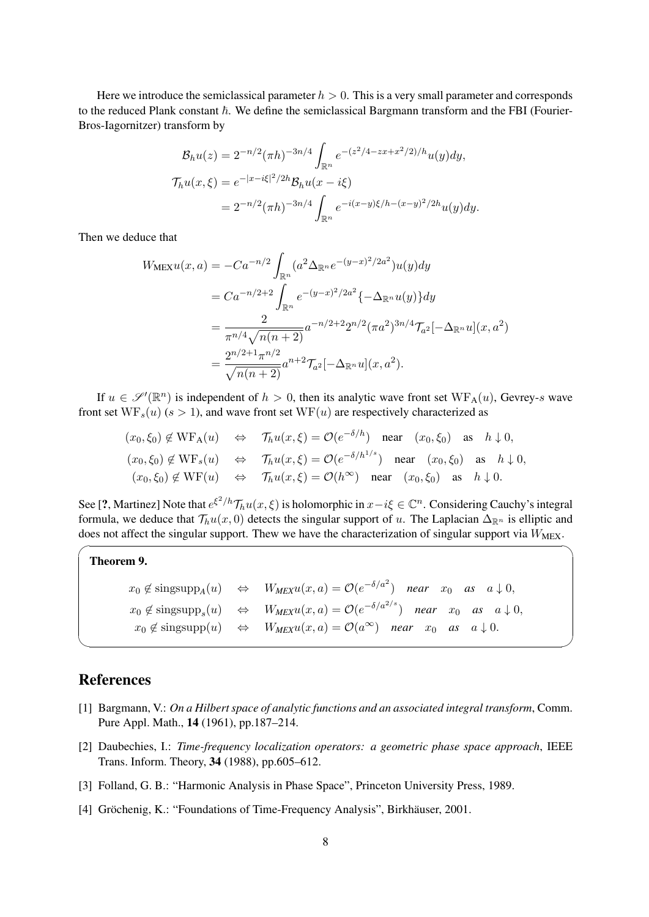Here we introduce the semiclassical parameter $h > 0$. This is a very small parameter and corresponds to the reduced Plank constant $\hbar$. We define the semiclassical Bargmann transform and the FBI (Fourier-Bros-Iagornitzer) transform by

$$
\begin{aligned}
\mathcal{B}_h u(z) &= 2^{-n/2}(\pi h)^{-3n/4} \int_{\mathbb{R}^n} e^{-(z^2/4 - zx + x^2/2)/h} u(y) dy, \\
\mathcal{T}_h u(x, \xi) &= e^{-|x - i\xi|^2/2h} \mathcal{B}_h u(x - i\xi) \\
&= 2^{-n/2}(\pi h)^{-3n/4} \int_{\mathbb{R}^n} e^{-i(x-y)\xi/h - (x-y)^2/2h} u(y) dy.
\end{aligned}
$$

Then we deduce that

$$
\begin{aligned}
W_{\text{MEX}} u(x, a) &= -C a^{-n/2} \int_{\mathbb{R}^n} (a^2 \Delta_{\mathbb{R}^n} e^{-(y-x)^2/2a^2}) u(y) dy \\
&= C a^{-n/2+2} \int_{\mathbb{R}^n} e^{-(y-x)^2/2a^2} \{-\Delta_{\mathbb{R}^n} u(y)\} dy \\
&= \frac{2}{\pi^{n/4}\sqrt{n(n+2)}} a^{-n/2+2} 2^{n/2} (\pi a^2)^{3n/4} \mathcal{T}_{a^2}[-\Delta_{\mathbb{R}^n} u](x, a^2) \\
&= \frac{2^{n/2+1}\pi^{n/2}}{\sqrt{n(n+2)}} a^{n+2} \mathcal{T}_{a^2}[-\Delta_{\mathbb{R}^n} u](x, a^2).
\end{aligned}
$$

If $u \in \mathscr{S}'(\mathbb{R}^n)$ is independent of $h > 0$, then its analytic wave front set $\mathrm{WF}_{\mathrm{A}}(u)$, Gevrey-$s$ wave front set $\mathrm{WF}_s(u)$ ($s > 1$), and wave front set $\mathrm{WF}(u)$ are respectively characterized as

$$
\begin{aligned}
(x_0, \xi_0) \notin \mathrm{WF}_{\mathrm{A}}(u) \quad &\Leftrightarrow \quad \mathcal{T}_h u(x, \xi) = \mathcal{O}(e^{-\delta/h}) \quad \text{near} \quad (x_0, \xi_0) \quad \text{as} \quad h \downarrow 0, \\
(x_0, \xi_0) \notin \mathrm{WF}_s(u) \quad &\Leftrightarrow \quad \mathcal{T}_h u(x, \xi) = \mathcal{O}(e^{-\delta/h^{1/s}}) \quad \text{near} \quad (x_0, \xi_0) \quad \text{as} \quad h \downarrow 0, \\
(x_0, \xi_0) \notin \mathrm{WF}(u) \quad &\Leftrightarrow \quad \mathcal{T}_h u(x, \xi) = \mathcal{O}(h^\infty) \quad \text{near} \quad (x_0, \xi_0) \quad \text{as} \quad h \downarrow 0.
\end{aligned}
$$

See [?, Martinez] Note that $e^{\xi^2/h}\mathcal{T}_h u(x, \xi)$ is holomorphic in $x - i\xi \in \mathbb{C}^n$. Considering Cauchy's integral formula, we deduce that $\mathcal{T}_h u(x, 0)$ detects the singular support of $u$. The Laplacian $\Delta_{\mathbb{R}^n}$ is elliptic and does not affect the singular support. Thew we have the characterization of singular support via $W_{\text{MEX}}$.

**Theorem 9.**

$$
\begin{aligned}
x_0 \notin \operatorname{singsupp}_A(u) \quad &\Leftrightarrow \quad W_{MEX} u(x, a) = \mathcal{O}(e^{-\delta/a^2}) \quad \textit{near} \quad x_0 \quad \textit{as} \quad a \downarrow 0, \\
x_0 \notin \operatorname{singsupp}_s(u) \quad &\Leftrightarrow \quad W_{MEX} u(x, a) = \mathcal{O}(e^{-\delta/a^{2/s}}) \quad \textit{near} \quad x_0 \quad \textit{as} \quad a \downarrow 0, \\
x_0 \notin \operatorname{singsupp}(u) \quad &\Leftrightarrow \quad W_{MEX} u(x, a) = \mathcal{O}(a^\infty) \quad \textit{near} \quad x_0 \quad \textit{as} \quad a \downarrow 0.
\end{aligned}
$$

## References

[1] Bargmann, V.: *On a Hilbert space of analytic functions and an associated integral transform*, Comm. Pure Appl. Math., **14** (1961), pp.187–214.

[2] Daubechies, I.: *Time-frequency localization operators: a geometric phase space approach*, IEEE Trans. Inform. Theory, **34** (1988), pp.605–612.

[3] Folland, G. B.: "Harmonic Analysis in Phase Space", Princeton University Press, 1989.

[4] Gröchenig, K.: "Foundations of Time-Frequency Analysis", Birkhäuser, 2001.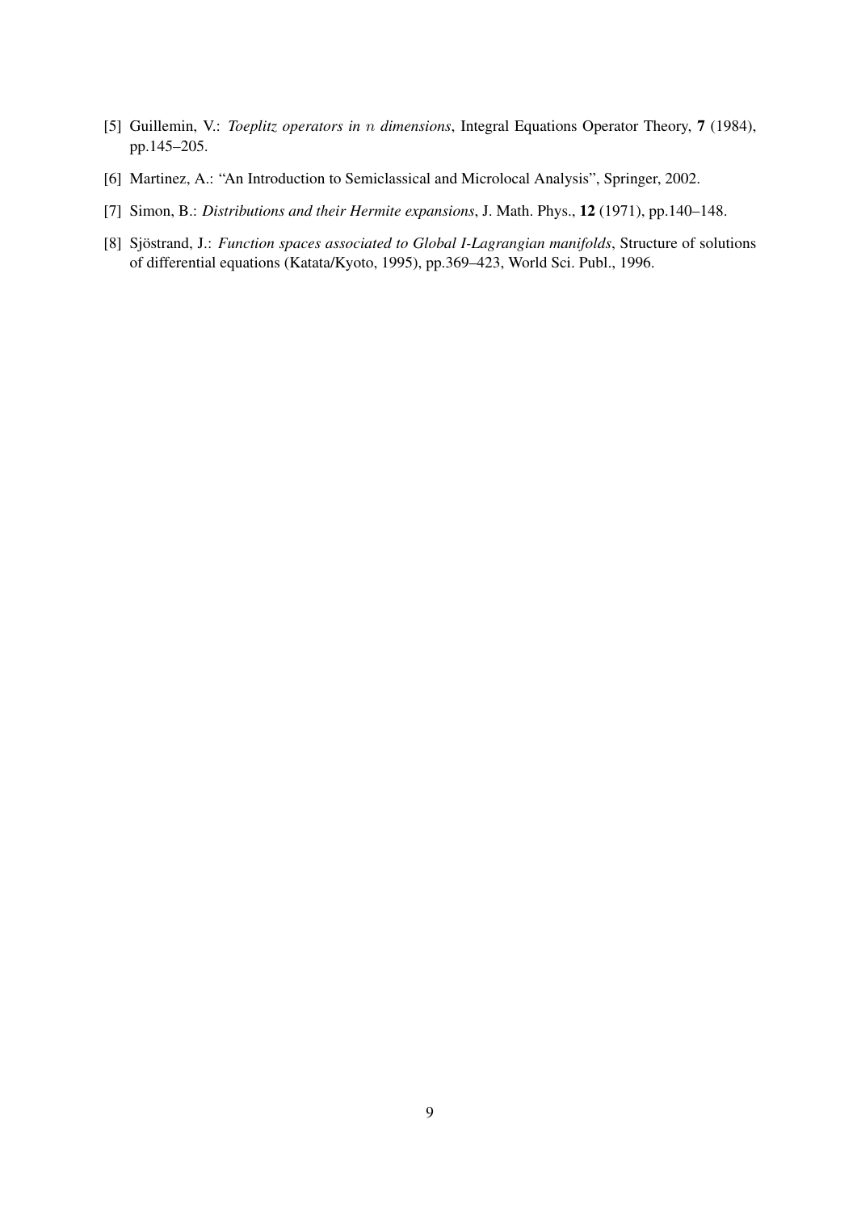[5] Guillemin, V.: *Toeplitz operators in $n$ dimensions*, Integral Equations Operator Theory, **7** (1984), pp.145–205.

[6] Martinez, A.: "An Introduction to Semiclassical and Microlocal Analysis", Springer, 2002.

[7] Simon, B.: *Distributions and their Hermite expansions*, J. Math. Phys., **12** (1971), pp.140–148.

[8] Sjöstrand, J.: *Function spaces associated to Global I-Lagrangian manifolds*, Structure of solutions of differential equations (Katata/Kyoto, 1995), pp.369–423, World Sci. Publ., 1996.